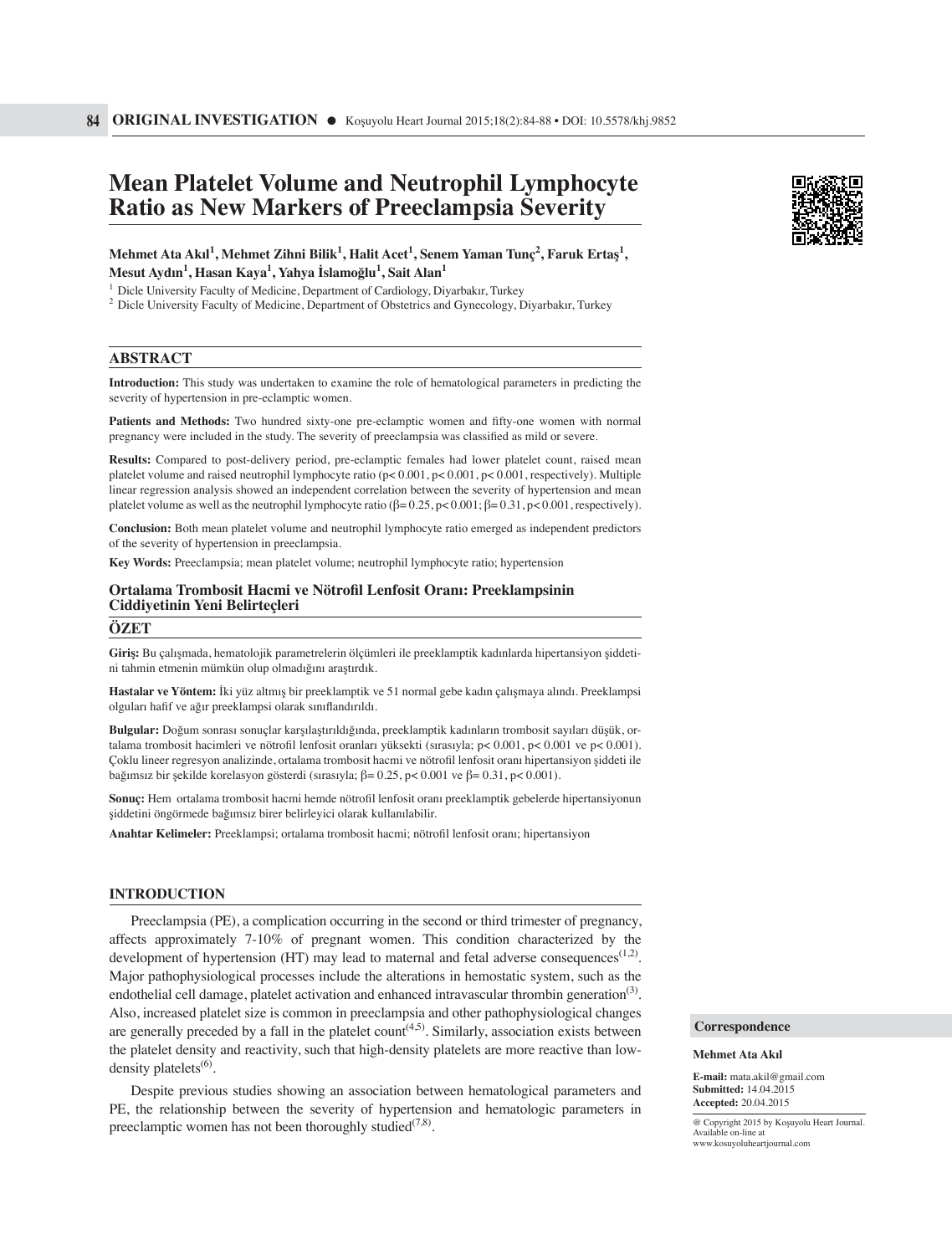# Mean Platelet Volume and Neutrophil Lymphocyte Ratio as New Markers of Preeclampsia Severity

**Mehmet Ata Akıl[1], Mehmet Zihni Bilik[1], Halit Acet[1], Senem Yaman Tunç[2], Faruk Ertaş[1], Mesut Aydın[1], Hasan Kaya[1], Yahya İslamoğlu[1], Sait Alan[1]**

[1] Dicle University Faculty of Medicine, Department of Cardiology, Diyarbakır, Turkey
[2] Dicle University Faculty of Medicine, Department of Obstetrics and Gynecology, Diyarbakır, Turkey

## ABSTRACT

**Introduction:** This study was undertaken to examine the role of hematological parameters in predicting the severity of hypertension in pre-eclamptic women.

**Patients and Methods:** Two hundred sixty-one pre-eclamptic women and fifty-one women with normal pregnancy were included in the study. The severity of preeclampsia was classified as mild or severe.

**Results:** Compared to post-delivery period, pre-eclamptic females had lower platelet count, raised mean platelet volume and raised neutrophil lymphocyte ratio ($p< 0.001$, $p< 0.001$, $p< 0.001$, respectively). Multiple linear regression analysis showed an independent correlation between the severity of hypertension and mean platelet volume as well as the neutrophil lymphocyte ratio ($\beta= 0.25$, $p< 0.001$; $\beta= 0.31$, $p< 0.001$, respectively).

**Conclusion:** Both mean platelet volume and neutrophil lymphocyte ratio emerged as independent predictors of the severity of hypertension in preeclampsia.

**Key Words:** Preeclampsia; mean platelet volume; neutrophil lymphocyte ratio; hypertension

### Ortalama Trombosit Hacmi ve Nötrofil Lenfosit Oranı: Preeklampsinin Ciddiyetinin Yeni Belirteçleri

## ÖZET

**Giriş:** Bu çalışmada, hematolojik parametrelerin ölçümleri ile preeklamptik kadınlarda hipertansiyon şiddetini tahmin etmenin mümkün olup olmadığını araştırdık.

**Hastalar ve Yöntem:** İki yüz altmış bir preeklamptik ve 51 normal gebe kadın çalışmaya alındı. Preeklampsi olguları hafif ve ağır preeklampsi olarak sınıflandırıldı.

**Bulgular:** Doğum sonrası sonuçlar karşılaştırıldığında, preeklamptik kadınların trombosit sayıları düşük, ortalama trombosit hacimleri ve nötrofil lenfosit oranları yüksekti (sırasıyla; $p< 0.001$, $p< 0.001$ ve $p< 0.001$). Çoklu lineer regresyon analizinde, ortalama trombosit hacmi ve nötrofil lenfosit oranı hipertansiyon şiddeti ile bağımsız bir şekilde korelasyon gösterdi (sırasıyla; $\beta= 0.25$, $p< 0.001$ ve $\beta= 0.31$, $p< 0.001$).

**Sonuç:** Hem ortalama trombosit hacmi hemde nötrofil lenfosit oranı preeklamptik gebelerde hipertansiyonun şiddetini öngörmede bağımsız birer belirleyici olarak kullanılabilir.

**Anahtar Kelimeler:** Preeklampsi; ortalama trombosit hacmi; nötrofil lenfosit oranı; hipertansiyon

## INTRODUCTION

Preeclampsia (PE), a complication occurring in the second or third trimester of pregnancy, affects approximately 7-10% of pregnant women. This condition characterized by the development of hypertension (HT) may lead to maternal and fetal adverse consequences[1,2]. Major pathophysiological processes include the alterations in hemostatic system, such as the endothelial cell damage, platelet activation and enhanced intravascular thrombin generation[3]. Also, increased platelet size is common in preeclampsia and other pathophysiological changes are generally preceded by a fall in the platelet count[4,5]. Similarly, association exists between the platelet density and reactivity, such that high-density platelets are more reactive than low-density platelets[6].

Despite previous studies showing an association between hematological parameters and PE, the relationship between the severity of hypertension and hematologic parameters in preeclamptic women has not been thoroughly studied[7,8].

**Correspondence**

**Mehmet Ata Akıl**

**E-mail:** mata.akil@gmail.com
**Submitted:** 14.04.2015
**Accepted:** 20.04.2015

@ Copyright 2015 by Koşuyolu Heart Journal. Available on-line at www.kosuyoluheartjournal.com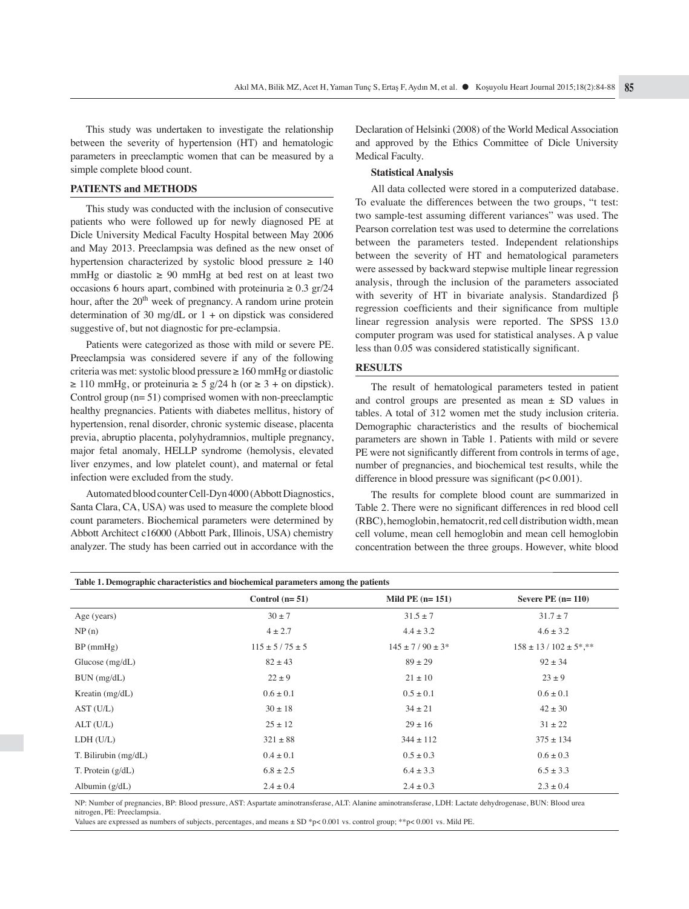This study was undertaken to investigate the relationship between the severity of hypertension (HT) and hematologic parameters in preeclamptic women that can be measured by a simple complete blood count.

## PATIENTS and METHODS

This study was conducted with the inclusion of consecutive patients who were followed up for newly diagnosed PE at Dicle University Medical Faculty Hospital between May 2006 and May 2013. Preeclampsia was defined as the new onset of hypertension characterized by systolic blood pressure ≥ 140 mmHg or diastolic ≥ 90 mmHg at bed rest on at least two occasions 6 hours apart, combined with proteinuria ≥ 0.3 gr/24 hour, after the 20th week of pregnancy. A random urine protein determination of 30 mg/dL or 1 + on dipstick was considered suggestive of, but not diagnostic for pre-eclampsia.

Patients were categorized as those with mild or severe PE. Preeclampsia was considered severe if any of the following criteria was met: systolic blood pressure ≥ 160 mmHg or diastolic ≥ 110 mmHg, or proteinuria ≥ 5 g/24 h (or ≥ 3 + on dipstick). Control group (n= 51) comprised women with non-preeclamptic healthy pregnancies. Patients with diabetes mellitus, history of hypertension, renal disorder, chronic systemic disease, placenta previa, abruptio placenta, polyhydramnios, multiple pregnancy, major fetal anomaly, HELLP syndrome (hemolysis, elevated liver enzymes, and low platelet count), and maternal or fetal infection were excluded from the study.

Automated blood counter Cell-Dyn 4000 (Abbott Diagnostics, Santa Clara, CA, USA) was used to measure the complete blood count parameters. Biochemical parameters were determined by Abbott Architect c16000 (Abbott Park, Illinois, USA) chemistry analyzer. The study has been carried out in accordance with the Declaration of Helsinki (2008) of the World Medical Association and approved by the Ethics Committee of Dicle University Medical Faculty.

### Statistical Analysis

All data collected were stored in a computerized database. To evaluate the differences between the two groups, "t test: two sample-test assuming different variances" was used. The Pearson correlation test was used to determine the correlations between the parameters tested. Independent relationships between the severity of HT and hematological parameters were assessed by backward stepwise multiple linear regression analysis, through the inclusion of the parameters associated with severity of HT in bivariate analysis. Standardized β regression coefficients and their significance from multiple linear regression analysis were reported. The SPSS 13.0 computer program was used for statistical analyses. A p value less than 0.05 was considered statistically significant.

## RESULTS

The result of hematological parameters tested in patient and control groups are presented as mean ± SD values in tables. A total of 312 women met the study inclusion criteria. Demographic characteristics and the results of biochemical parameters are shown in Table 1. Patients with mild or severe PE were not significantly different from controls in terms of age, number of pregnancies, and biochemical test results, while the difference in blood pressure was significant ($p< 0.001$).

The results for complete blood count are summarized in Table 2. There were no significant differences in red blood cell (RBC), hemoglobin, hematocrit, red cell distribution width, mean cell volume, mean cell hemoglobin and mean cell hemoglobin concentration between the three groups. However, white blood

**Table 1. Demographic characteristics and biochemical parameters among the patients**

| | Control (n= 51) | Mild PE (n= 151) | Severe PE (n= 110) |
|---|---|---|---|
| Age (years) | 30 ± 7 | 31.5 ± 7 | 31.7 ± 7 |
| NP (n) | 4 ± 2.7 | 4.4 ± 3.2 | 4.6 ± 3.2 |
| BP (mmHg) | 115 ± 5 / 75 ± 5 | 145 ± 7 / 90 ± 3* | 158 ± 13 / 102 ± 5*,** |
| Glucose (mg/dL) | 82 ± 43 | 89 ± 29 | 92 ± 34 |
| BUN (mg/dL) | 22 ± 9 | 21 ± 10 | 23 ± 9 |
| Kreatin (mg/dL) | 0.6 ± 0.1 | 0.5 ± 0.1 | 0.6 ± 0.1 |
| AST (U/L) | 30 ± 18 | 34 ± 21 | 42 ± 30 |
| ALT (U/L) | 25 ± 12 | 29 ± 16 | 31 ± 22 |
| LDH (U/L) | 321 ± 88 | 344 ± 112 | 375 ± 134 |
| T. Bilirubin (mg/dL) | 0.4 ± 0.1 | 0.5 ± 0.3 | 0.6 ± 0.3 |
| T. Protein (g/dL) | 6.8 ± 2.5 | 6.4 ± 3.3 | 6.5 ± 3.3 |
| Albumin (g/dL) | 2.4 ± 0.4 | 2.4 ± 0.3 | 2.3 ± 0.4 |

NP: Number of pregnancies, BP: Blood pressure, AST: Aspartate aminotransferase, ALT: Alanine aminotransferase, LDH: Lactate dehydrogenase, BUN: Blood urea nitrogen, PE: Preeclampsia.

Values are expressed as numbers of subjects, percentages, and means ± SD *$p< 0.001$ vs. control group; **$p< 0.001$ vs. Mild PE.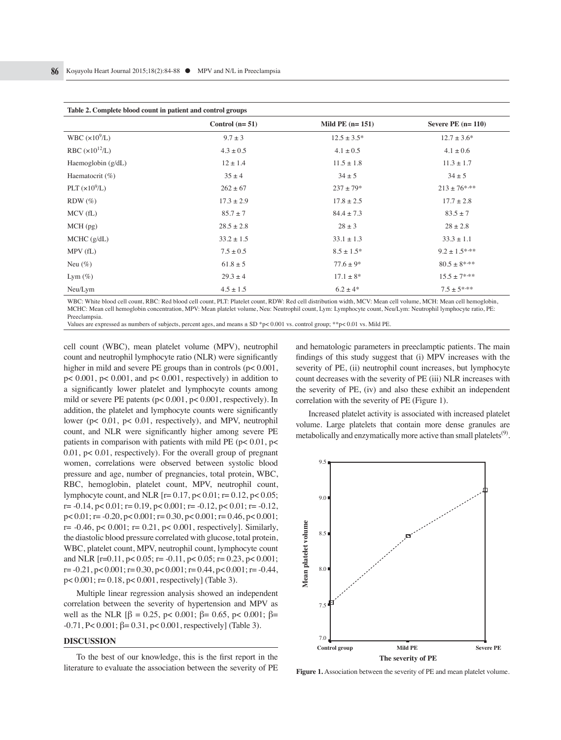**Table 2. Complete blood count in patient and control groups**

| | Control (n= 51) | Mild PE (n= 151) | Severe PE (n= 110) |
|---|---|---|---|
| WBC ($\times 10^9$/L) | 9.7 ± 3 | 12.5 ± 3.5* | 12.7 ± 3.6* |
| RBC ($\times 10^{12}$/L) | 4.3 ± 0.5 | 4.1 ± 0.5 | 4.1 ± 0.6 |
| Haemoglobin (g/dL) | 12 ± 1.4 | 11.5 ± 1.8 | 11.3 ± 1.7 |
| Haematocrit (%) | 35 ± 4 | 34 ± 5 | 34 ± 5 |
| PLT ($\times 10^9$/L) | 262 ± 67 | 237 ± 79* | 213 ± 76*·** |
| RDW (%) | 17.3 ± 2.9 | 17.8 ± 2.5 | 17.7 ± 2.8 |
| MCV (fL) | 85.7 ± 7 | 84.4 ± 7.3 | 83.5 ± 7 |
| MCH (pg) | 28.5 ± 2.8 | 28 ± 3 | 28 ± 2.8 |
| MCHC (g/dL) | 33.2 ± 1.5 | 33.1 ± 1.3 | 33.3 ± 1.1 |
| MPV (fL) | 7.5 ± 0.5 | 8.5 ± 1.5* | 9.2 ± 1.5*·** |
| Neu (%) | 61.8 ± 5 | 77.6 ± 9* | 80.5 ± 8*·** |
| Lym (%) | 29.3 ± 4 | 17.1 ± 8* | 15.5 ± 7*·** |
| Neu/Lym | 4.5 ± 1.5 | 6.2 ± 4* | 7.5 ± 5*·** |

WBC: White blood cell count, RBC: Red blood cell count, PLT: Platelet count, RDW: Red cell distribution width, MCV: Mean cell volume, MCH: Mean cell hemoglobin, MCHC: Mean cell hemoglobin concentration, MPV: Mean platelet volume, Neu: Neutrophil count, Lym: Lymphocyte count, Neu/Lym: Neutrophil lymphocyte ratio, PE: Preeclampsia.
Values are expressed as numbers of subjects, percent ages, and means ± SD *$p < 0.001$ vs. control group; **$p < 0.01$ vs. Mild PE.

cell count (WBC), mean platelet volume (MPV), neutrophil count and neutrophil lymphocyte ratio (NLR) were significantly higher in mild and severe PE groups than in controls ($p < 0.001$, $p < 0.001$, $p < 0.001$, and $p < 0.001$, respectively) in addition to a significantly lower platelet and lymphocyte counts among mild or severe PE patents ($p < 0.001$, $p < 0.001$, respectively). In addition, the platelet and lymphocyte counts were significantly lower ($p < 0.01$, $p < 0.01$, respectively), and MPV, neutrophil count, and NLR were significantly higher among severe PE patients in comparison with patients with mild PE ($p < 0.01$, $p < 0.01$, $p < 0.01$, respectively). For the overall group of pregnant women, correlations were observed between systolic blood pressure and age, number of pregnancies, total protein, WBC, RBC, hemoglobin, platelet count, MPV, neutrophil count, lymphocyte count, and NLR [$r = 0.17$, $p < 0.01$; $r = 0.12$, $p < 0.05$; $r = -0.14$, $p < 0.01$; $r = 0.19$, $p < 0.001$; $r = -0.12$, $p < 0.01$; $r = -0.12$, $p < 0.01$; $r = -0.20$, $p < 0.001$; $r = 0.30$, $p < 0.001$; $r = 0.46$, $p < 0.001$; $r = -0.46$, $p < 0.001$; $r = 0.21$, $p < 0.001$, respectively]. Similarly, the diastolic blood pressure correlated with glucose, total protein, WBC, platelet count, MPV, neutrophil count, lymphocyte count and NLR [$r = 0.11$, $p < 0.05$; $r = -0.11$, $p < 0.05$; $r = 0.23$, $p < 0.001$; $r = -0.21$, $p < 0.001$; $r = 0.30$, $p < 0.001$; $r = 0.44$, $p < 0.001$; $r = -0.44$, $p < 0.001$; $r = 0.18$, $p < 0.001$, respectively] (Table 3).

Multiple linear regression analysis showed an independent correlation between the severity of hypertension and MPV as well as the NLR [$\beta = 0.25$, $p < 0.001$; $\beta = 0.65$, $p < 0.001$; $\beta = -0.71$, $P < 0.001$; $\beta = 0.31$, $p < 0.001$, respectively] (Table 3).

## DISCUSSION

To the best of our knowledge, this is the first report in the literature to evaluate the association between the severity of PE and hematologic parameters in preeclamptic patients. The main findings of this study suggest that (i) MPV increases with the severity of PE, (ii) neutrophil count increases, but lymphocyte count decreases with the severity of PE (iii) NLR increases with the severity of PE, (iv) and also these exhibit an independent correlation with the severity of PE (Figure 1).

Increased platelet activity is associated with increased platelet volume. Large platelets that contain more dense granules are metabolically and enzymatically more active than small platelets[9].

**Figure 1.** Association between the severity of PE and mean platelet volume.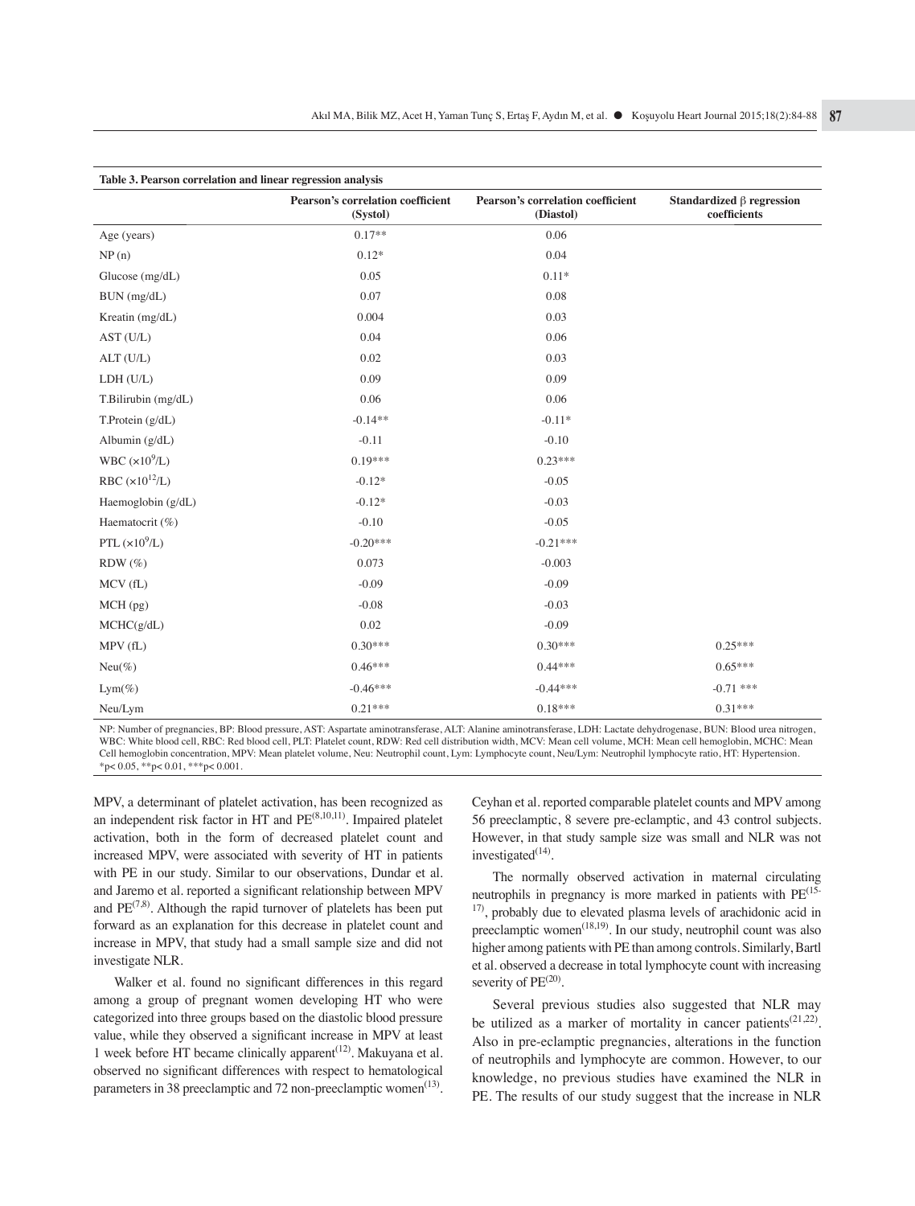**Table 3. Pearson correlation and linear regression analysis**

| | Pearson's correlation coefficient (Systol) | Pearson's correlation coefficient (Diastol) | Standardized β regression coefficients |
|---|---|---|---|
| Age (years) | 0.17** | 0.06 | |
| NP (n) | 0.12* | 0.04 | |
| Glucose (mg/dL) | 0.05 | 0.11* | |
| BUN (mg/dL) | 0.07 | 0.08 | |
| Kreatin (mg/dL) | 0.004 | 0.03 | |
| AST (U/L) | 0.04 | 0.06 | |
| ALT (U/L) | 0.02 | 0.03 | |
| LDH (U/L) | 0.09 | 0.09 | |
| T.Bilirubin (mg/dL) | 0.06 | 0.06 | |
| T.Protein (g/dL) | -0.14** | -0.11* | |
| Albumin (g/dL) | -0.11 | -0.10 | |
| WBC ($\times10^9$/L) | 0.19*** | 0.23*** | |
| RBC ($\times10^{12}$/L) | -0.12* | -0.05 | |
| Haemoglobin (g/dL) | -0.12* | -0.03 | |
| Haematocrit (%) | -0.10 | -0.05 | |
| PTL ($\times10^9$/L) | -0.20*** | -0.21*** | |
| RDW (%) | 0.073 | -0.003 | |
| MCV (fL) | -0.09 | -0.09 | |
| MCH (pg) | -0.08 | -0.03 | |
| MCHC(g/dL) | 0.02 | -0.09 | |
| MPV (fL) | 0.30*** | 0.30*** | 0.25*** |
| Neu(%) | 0.46*** | 0.44*** | 0.65*** |
| Lym(%) | -0.46*** | -0.44*** | -0.71 *** |
| Neu/Lym | 0.21*** | 0.18*** | 0.31*** |

NP: Number of pregnancies, BP: Blood pressure, AST: Aspartate aminotransferase, ALT: Alanine aminotransferase, LDH: Lactate dehydrogenase, BUN: Blood urea nitrogen, WBC: White blood cell, RBC: Red blood cell, PLT: Platelet count, RDW: Red cell distribution width, MCV: Mean cell volume, MCH: Mean cell hemoglobin, MCHC: Mean Cell hemoglobin concentration, MPV: Mean platelet volume, Neu: Neutrophil count, Lym: Lymphocyte count, Neu/Lym: Neutrophil lymphocyte ratio, HT: Hypertension.
*p< 0.05, **p< 0.01, ***p< 0.001.

MPV, a determinant of platelet activation, has been recognized as an independent risk factor in HT and PE[8,10,11]. Impaired platelet activation, both in the form of decreased platelet count and increased MPV, were associated with severity of HT in patients with PE in our study. Similar to our observations, Dundar et al. and Jaremo et al. reported a significant relationship between MPV and PE[7,8]. Although the rapid turnover of platelets has been put forward as an explanation for this decrease in platelet count and increase in MPV, that study had a small sample size and did not investigate NLR.

Walker et al. found no significant differences in this regard among a group of pregnant women developing HT who were categorized into three groups based on the diastolic blood pressure value, while they observed a significant increase in MPV at least 1 week before HT became clinically apparent[12]. Makuyana et al. observed no significant differences with respect to hematological parameters in 38 preeclamptic and 72 non-preeclamptic women[13]. Ceyhan et al. reported comparable platelet counts and MPV among 56 preeclamptic, 8 severe pre-eclamptic, and 43 control subjects. However, in that study sample size was small and NLR was not investigated[14].

The normally observed activation in maternal circulating neutrophils in pregnancy is more marked in patients with PE[15-17], probably due to elevated plasma levels of arachidonic acid in preeclamptic women[18,19]. In our study, neutrophil count was also higher among patients with PE than among controls. Similarly, Bartl et al. observed a decrease in total lymphocyte count with increasing severity of PE[20].

Several previous studies also suggested that NLR may be utilized as a marker of mortality in cancer patients[21,22]. Also in pre-eclamptic pregnancies, alterations in the function of neutrophils and lymphocyte are common. However, to our knowledge, no previous studies have examined the NLR in PE. The results of our study suggest that the increase in NLR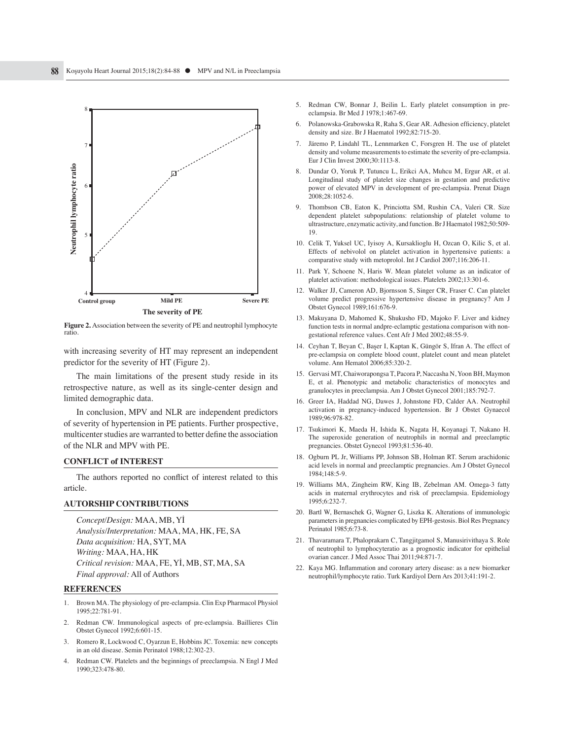Neutrophil lymphocyte ratio

8
7
6
5
4

Control group
Mild PE
Severe PE

The severity of PE

**Figure 2.** Association between the severity of PE and neutrophil lymphocyte ratio.

with increasing severity of HT may represent an independent predictor for the severity of HT (Figure 2).

The main limitations of the present study reside in its retrospective nature, as well as its single-center design and limited demographic data.

In conclusion, MPV and NLR are independent predictors of severity of hypertension in PE patients. Further prospective, multicenter studies are warranted to better define the association of the NLR and MPV with PE.

## CONFLICT of INTEREST

The authors reported no conflict of interest related to this article.

## AUTORSHIP CONTRIBUTIONS

*Concept/Design:* MAA, MB, Yİ
*Analysis/Interpretation:* MAA, MA, HK, FE, SA
*Data acquisition:* HA, SYT, MA
*Writing:* MAA, HA, HK
*Critical revision:* MAA, FE, Yİ, MB, ST, MA, SA
*Final approval:* All of Authors

## REFERENCES

1. Brown MA. The physiology of pre-eclampsia. Clin Exp Pharmacol Physiol 1995;22:781-91.
2. Redman CW. Immunological aspects of pre-eclampsia. Baillieres Clin Obstet Gynecol 1992;6:601-15.
3. Romero R, Lockwood C, Oyarzun E, Hobbins JC. Toxemia: new concepts in an old disease. Semin Perinatol 1988;12:302-23.
4. Redman CW. Platelets and the beginnings of preeclampsia. N Engl J Med 1990;323:478-80.
5. Redman CW, Bonnar J, Beilin L. Early platelet consumption in pre-eclampsia. Br Med J 1978;1:467-69.
6. Polanowska-Grabowska R, Raha S, Gear AR. Adhesion efficiency, platelet density and size. Br J Haematol 1992;82:715-20.
7. Järemo P, Lindahl TL, Lennmarken C, Forsgren H. The use of platelet density and volume measurements to estimate the severity of pre-eclampsia. Eur J Clin Invest 2000;30:1113-8.
8. Dundar O, Yoruk P, Tutuncu L, Erikci AA, Muhcu M, Ergur AR, et al. Longitudinal study of platelet size changes in gestation and predictive power of elevated MPV in development of pre-eclampsia. Prenat Diagn 2008;28:1052-6.
9. Thombson CB, Eaton K, Princiotta SM, Rushin CA, Valeri CR. Size dependent platelet subpopulations: relationship of platelet volume to ultrastructure, enzymatic activity, and function. Br J Haematol 1982;50:509-19.
10. Celik T, Yuksel UC, Iyisoy A, Kursaklioglu H, Ozcan O, Kilic S, et al. Effects of nebivolol on platelet activation in hypertensive patients: a comparative study with metoprolol. Int J Cardiol 2007;116:206-11.
11. Park Y, Schoene N, Haris W. Mean platelet volume as an indicator of platelet activation: methodological issues. Platelets 2002;13:301-6.
12. Walker JJ, Cameron AD, Bjornsson S, Singer CR, Fraser C. Can platelet volume predict progressive hypertensive disease in pregnancy? Am J Obstet Gynecol 1989;161:676-9.
13. Makuyana D, Mahomed K, Shukusho FD, Majoko F. Liver and kidney function tests in normal andpre-eclamptic gestationa comparison with non-gestational reference values. Cent Afr J Med 2002;48:55-9.
14. Ceyhan T, Beyan C, Başer I, Kaptan K, Güngör S, Ifran A. The effect of pre-eclampsia on complete blood count, platelet count and mean platelet volume. Ann Hematol 2006;85:320-2.
15. Gervasi MT, Chaiworapongsa T, Pacora P, Naccasha N, Yoon BH, Maymon E, et al. Phenotypic and metabolic characteristics of monocytes and granulocytes in preeclampsia. Am J Obstet Gynecol 2001;185:792-7.
16. Greer IA, Haddad NG, Dawes J, Johnstone FD, Calder AA. Neutrophil activation in pregnancy-induced hypertension. Br J Obstet Gynaecol 1989;96:978-82.
17. Tsukimori K, Maeda H, Ishida K, Nagata H, Koyanagi T, Nakano H. The superoxide generation of neutrophils in normal and preeclamptic pregnancies. Obstet Gynecol 1993;81:536-40.
18. Ogburn PL Jr, Williams PP, Johnson SB, Holman RT. Serum arachidonic acid levels in normal and preeclamptic pregnancies. Am J Obstet Gynecol 1984;148:5-9.
19. Williams MA, Zingheim RW, King IB, Zebelman AM. Omega-3 fatty acids in maternal erythrocytes and risk of preeclampsia. Epidemiology 1995;6:232-7.
20. Bartl W, Bernaschek G, Wagner G, Liszka K. Alterations of immunologic parameters in pregnancies complicated by EPH-gestosis. Biol Res Pregnancy Perinatol 1985;6:73-8.
21. Thavaramara T, Phaloprakarn C, Tangjitgamol S, Manusirivithaya S. Role of neutrophil to lymphocyteratio as a prognostic indicator for epithelial ovarian cancer. J Med Assoc Thai 2011;94:871-7.
22. Kaya MG. Inflammation and coronary artery disease: as a new biomarker neutrophil/lymphocyte ratio. Turk Kardiyol Dern Ars 2013;41:191-2.